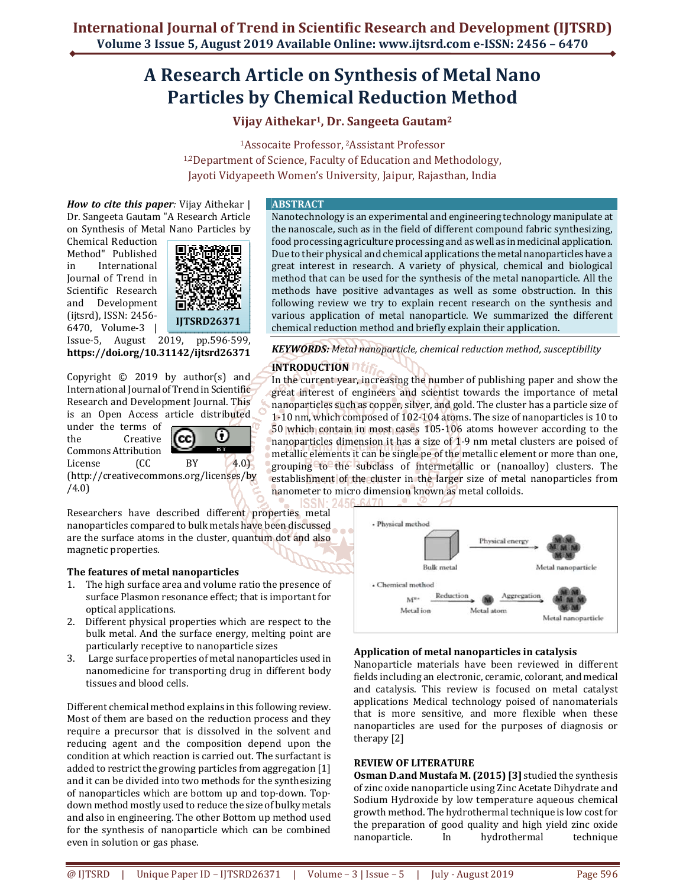# A Research Article on Synthesis of Metal Nano Particles by Chemical Reduction Method

**Vijay Aithekar[1], Dr. Sangeeta Gautam[2]**

[1]Assocaite Professor, [2]Assistant Professor

[1,2]Department of Science, Faculty of Education and Methodology,
Jayoti Vidyapeeth Women's University, Jaipur, Rajasthan, India

***How to cite this paper:*** Vijay Aithekar | Dr. Sangeeta Gautam "A Research Article on Synthesis of Metal Nano Particles by Chemical Reduction Method" Published in International Journal of Trend in Scientific Research and Development (ijtsrd), ISSN: 2456-6470, Volume-3 | Issue-5, August 2019, pp.596-599, **https://doi.org/10.31142/ijtsrd26371**

IJTSRD26371

Copyright © 2019 by author(s) and International Journal of Trend in Scientific Research and Development Journal. This is an Open Access article distributed under the terms of the Creative Commons Attribution License (CC BY 4.0) (http://creativecommons.org/licenses/by/4.0)

## ABSTRACT

Nanotechnology is an experimental and engineering technology manipulate at the nanoscale, such as in the field of different compound fabric synthesizing, food processing agriculture processing and as well as in medicinal application. Due to their physical and chemical applications the metal nanoparticles have a great interest in research. A variety of physical, chemical and biological method that can be used for the synthesis of the metal nanoparticle. All the methods have positive advantages as well as some obstruction. In this following review we try to explain recent research on the synthesis and various application of metal nanoparticle. We summarized the different chemical reduction method and briefly explain their application.

***KEYWORDS:*** *Metal nanoparticle, chemical reduction method, susceptibility*

## INTRODUCTION

In the current year, increasing the number of publishing paper and show the great interest of engineers and scientist towards the importance of metal nanoparticles such as copper, silver, and gold. The cluster has a particle size of 1-10 nm, which composed of 102-104 atoms. The size of nanoparticles is 10 to 50 which contain in most cases 105-106 atoms however according to the nanoparticles dimension it has a size of 1-9 nm metal clusters are poised of metallic elements it can be single pe of the metallic element or more than one, grouping to the subclass of intermetallic or (nanoalloy) clusters. The establishment of the cluster in the larger size of metal nanoparticles from nanometer to micro dimension known as metal colloids.

Researchers have described different properties metal nanoparticles compared to bulk metals have been discussed are the surface atoms in the cluster, quantum dot and also magnetic properties.

### The features of metal nanoparticles

1. The high surface area and volume ratio the presence of surface Plasmon resonance effect; that is important for optical applications.
2. Different physical properties which are respect to the bulk metal. And the surface energy, melting point are particularly receptive to nanoparticle sizes
3. Large surface properties of metal nanoparticles used in nanomedicine for transporting drug in different body tissues and blood cells.

Different chemical method explains in this following review. Most of them are based on the reduction process and they require a precursor that is dissolved in the solvent and reducing agent and the composition depend upon the condition at which reaction is carried out. The surfactant is added to restrict the growing particles from aggregation [1] and it can be divided into two methods for the synthesizing of nanoparticles which are bottom up and top-down. Top-down method mostly used to reduce the size of bulky metals and also in engineering. The other Bottom up method used for the synthesis of nanoparticle which can be combined even in solution or gas phase.

- Physical method: Bulk metal → Physical energy → Metal nanoparticle
- Chemical method: $M^{n+}$ Metal ion → Reduction → Metal atom → Aggregation → Metal nanoparticle

### Application of metal nanoparticles in catalysis

Nanoparticle materials have been reviewed in different fields including an electronic, ceramic, colorant, and medical and catalysis. This review is focused on metal catalyst applications Medical technology poised of nanomaterials that is more sensitive, and more flexible when these nanoparticles are used for the purposes of diagnosis or therapy [2]

### REVIEW OF LITERATURE

**Osman D.and Mustafa M. (2015) [3]** studied the synthesis of zinc oxide nanoparticle using Zinc Acetate Dihydrate and Sodium Hydroxide by low temperature aqueous chemical growth method. The hydrothermal technique is low cost for the preparation of good quality and high yield zinc oxide nanoparticle. In hydrothermal technique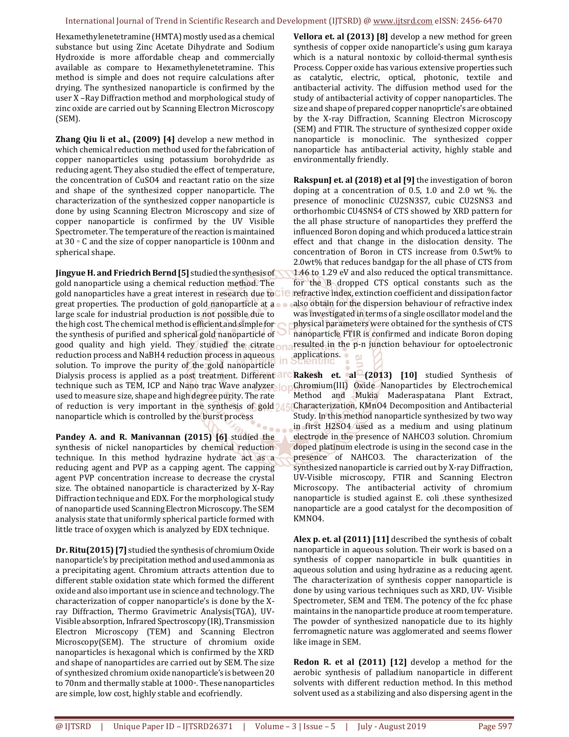Hexamethylenetetramine (HMTA) mostly used as a chemical substance but using Zinc Acetate Dihydrate and Sodium Hydroxide is more affordable cheap and commercially available as compare to Hexamethylenetetramine. This method is simple and does not require calculations after drying. The synthesized nanoparticle is confirmed by the user X –Ray Diffraction method and morphological study of zinc oxide are carried out by Scanning Electron Microscopy (SEM).

**Zhang Qiu li et al., (2009) [4]** develop a new method in which chemical reduction method used for the fabrication of copper nanoparticles using potassium borohydride as reducing agent. They also studied the effect of temperature, the concentration of CuSO4 and reactant ratio on the size and shape of the synthesized copper nanoparticle. The characterization of the synthesized copper nanoparticle is done by using Scanning Electron Microscopy and size of copper nanoparticle is confirmed by the UV Visible Spectrometer. The temperature of the reaction is maintained at 30 ◦ C and the size of copper nanoparticle is 100nm and spherical shape.

**Jingyue H. and Friedrich Bernd [5]** studied the synthesis of gold nanoparticle using a chemical reduction method. The gold nanoparticles have a great interest in research due to great properties. The production of gold nanoparticle at a large scale for industrial production is not possible due to the high cost. The chemical method is efficient and simple for the synthesis of purified and spherical gold nanoparticle of good quality and high yield. They studied the citrate reduction process and NaBH4 reduction process in aqueous solution. To improve the purity of the gold nanoparticle Dialysis process is applied as a post treatment. Different technique such as TEM, ICP and Nano trac Wave analyzer used to measure size, shape and high degree purity. The rate of reduction is very important in the synthesis of gold nanoparticle which is controlled by the burst process

**Pandey A. and R. Manivannan (2015) [6]** studied the synthesis of nickel nanoparticles by chemical reduction technique. In this method hydrazine hydrate act as a reducing agent and PVP as a capping agent. The capping agent PVP concentration increase to decrease the crystal size. The obtained nanoparticle is characterized by X-Ray Diffraction technique and EDX. For the morphological study of nanoparticle used Scanning Electron Microscopy. The SEM analysis state that uniformly spherical particle formed with little trace of oxygen which is analyzed by EDX technique.

**Dr. Ritu(2015) [7]** studied the synthesis of chromium Oxide nanoparticle's by precipitation method and used ammonia as a precipitating agent. Chromium attracts attention due to different stable oxidation state which formed the different oxide and also important use in science and technology. The characterization of copper nanoparticle's is done by the X-ray Diffraction, Thermo Gravimetric Analysis(TGA), UV-Visible absorption, Infrared Spectroscopy (IR), Transmission Electron Microscopy (TEM) and Scanning Electron Microscopy(SEM). The structure of chromium oxide nanoparticles is hexagonal which is confirmed by the XRD and shape of nanoparticles are carried out by SEM. The size of synthesized chromium oxide nanoparticle's is between 20 to 70nm and thermally stable at 1000◦. These nanoparticles are simple, low cost, highly stable and ecofriendly.

**Vellora et. al (2013) [8]** develop a new method for green synthesis of copper oxide nanoparticle's using gum karaya which is a natural nontoxic by colloid-thermal synthesis Process. Copper oxide has various extensive properties such as catalytic, electric, optical, photonic, textile and antibacterial activity. The diffusion method used for the study of antibacterial activity of copper nanoparticles. The size and shape of prepared copper nanoprticle's are obtained by the X-ray Diffraction, Scanning Electron Microscopy (SEM) and FTIR. The structure of synthesized copper oxide nanoparticle is monoclinic. The synthesized copper nanoparticle has antibacterial activity, highly stable and environmentally friendly.

**RakspunJ et. al (2018) et al [9]** the investigation of boron doping at a concentration of 0.5, 1.0 and 2.0 wt %. the presence of monoclinic CU2SN3S7, cubic CU2SNS3 and orthorhombic CU4SNS4 of CTS showed by XRD pattern for the all phase structure of nanoparticles they prefferd the influenced Boron doping and which produced a lattice strain effect and that change in the dislocation density. The concentration of Boron in CTS increase from 0.5wt% to 2.0wt% that reduces bandgap for the all phase of CTS from 1.46 to 1.29 eV and also reduced the optical transmittance. for the B dropped CTS optical constants such as the refractive index, extinction coefficient and dissipation factor also obtain for the dispersion behaviour of refractive index was investigated in terms of a single oscillator model and the physical parameters were obtained for the synthesis of CTS nanoparticle FTIR is confirmed and indicate Boron doping resulted in the p-n junction behaviour for optoelectronic applications.

**Rakesh et. al (2013) [10]** studied Synthesis of Chromium(III) Oxide Nanoparticles by Electrochemical Method and Mukia Maderaspatana Plant Extract, Characterization, KMnO4 Decomposition and Antibacterial Study. In this method nanoparticle synthesized by two way in first H2SO4 used as a medium and using platinum electrode in the presence of NAHCO3 solution. Chromium doped platinum electrode is using in the second case in the presence of NAHCO3. The characterization of the synthesized nanoparticle is carried out by X-ray Diffraction, UV-Visible microscopy, FTIR and Scanning Electron Microscopy. The antibacterial activity of chromium nanoparticle is studied against E. coli .these synthesized nanoparticle are a good catalyst for the decomposition of KMNO4.

**Alex p. et. al (2011) [11]** described the synthesis of cobalt nanoparticle in aqueous solution. Their work is based on a synthesis of copper nanoparticle in bulk quantities in aqueous solution and using hydrazine as a reducing agent. The characterization of synthesis copper nanoparticle is done by using various techniques such as XRD, UV- Visible Spectrometer, SEM and TEM. The potency of the fcc phase maintains in the nanoparticle produce at room temperature. The powder of synthesized nanopaticle due to its highly ferromagnetic nature was agglomerated and seems flower like image in SEM.

**Redon R. et al (2011) [12]** develop a method for the aerobic synthesis of palladium nanoparticle in different solvents with different reduction method. In this method solvent used as a stabilizing and also dispersing agent in the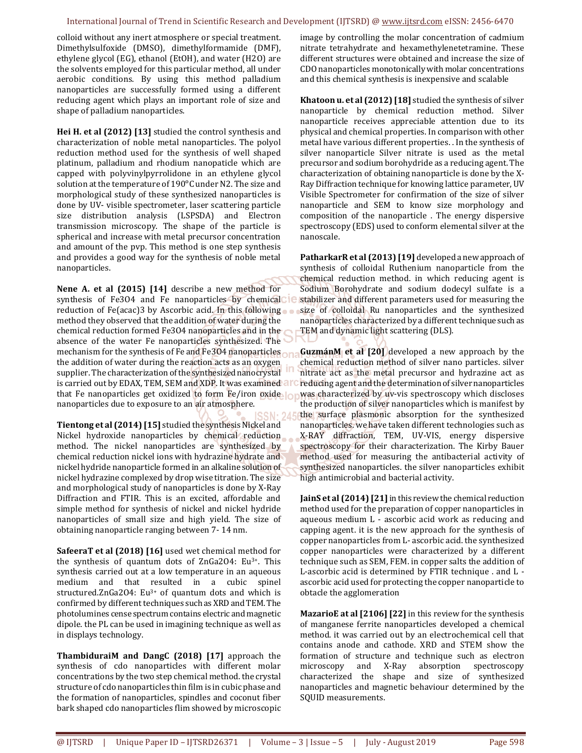colloid without any inert atmosphere or special treatment. Dimethylsulfoxide (DMSO), dimethylformamide (DMF), ethylene glycol (EG), ethanol (EtOH), and water (H2O) are the solvents employed for this particular method, all under aerobic conditions. By using this method palladium nanoparticles are successfully formed using a different reducing agent which plays an important role of size and shape of palladium nanoparticles.

**Hei H. et al (2012) [13]** studied the control synthesis and characterization of noble metal nanoparticles. The polyol reduction method used for the synthesis of well shaped platinum, palladium and rhodium nanopaticle which are capped with polyvinylpyrrolidone in an ethylene glycol solution at the temperature of 190°C under N2. The size and morphological study of these synthesized nanoparticles is done by UV- visible spectrometer, laser scattering particle size distribution analysis (LSPSDA) and Electron transmission microscopy. The shape of the particle is spherical and increase with metal precursor concentration and amount of the pvp. This method is one step synthesis and provides a good way for the synthesis of noble metal nanoparticles.

**Nene A. et al (2015) [14]** describe a new method for synthesis of Fe3O4 and Fe nanoparticles by chemical reduction of Fe(acac)3 by Ascorbic acid. In this following method they observed that the addition of water during the chemical reduction formed Fe3O4 nanoparticles and in the absence of the water Fe nanoparticles synthesized. The mechanism for the synthesis of Fe and Fe3O4 nanoparticles the addition of water during the reaction acts as an oxygen supplier. The characterization of the synthesized nanocrystal is carried out by EDAX, TEM, SEM and XDP. It was examined that Fe nanoparticles get oxidized to form Fe/iron oxide nanoparticles due to exposure to an air atmosphere.

**Tientong et al (2014) [15]** studied the synthesis Nickel and Nickel hydroxide nanoparticles by chemical reduction method. The nickel nanoparticles are synthesized by chemical reduction nickel ions with hydrazine hydrate and nickel hydride nanoparticle formed in an alkaline solution of nickel hydrazine complexed by drop wise titration. The size and morphological study of nanoparticles is done by X-Ray Diffraction and FTIR. This is an excited, affordable and simple method for synthesis of nickel and nickel hydride nanoparticles of small size and high yield. The size of obtaining nanoparticle ranging between 7- 14 nm.

**SafeeraT et al (2018) [16]** used wet chemical method for the synthesis of quantum dots of ZnGa2O4: $Eu^{3+}$. This synthesis carried out at a low temperature in an aqueous medium and that resulted in a cubic spinel structured.ZnGa2O4: $Eu^{3+}$ of quantum dots and which is confirmed by different techniques such as XRD and TEM. The photolumines cense spectrum contains electric and magnetic dipole. the PL can be used in imagining technique as well as in displays technology.

**ThambiduraiM and DangC (2018) [17]** approach the synthesis of cdo nanoparticles with different molar concentrations by the two step chemical method. the crystal structure of cdo nanoparticles thin film is in cubic phase and the formation of nanoparticles, spindles and coconut fiber bark shaped cdo nanoparticles flim showed by microscopic image by controlling the molar concentration of cadmium nitrate tetrahydrate and hexamethylenetetramine. These different structures were obtained and increase the size of CDO nanoparticles monotonically with molar concentrations and this chemical synthesis is inexpensive and scalable

**Khatoon u. et al (2012) [18]** studied the synthesis of silver nanoparticle by chemical reduction method. Silver nanoparticle receives appreciable attention due to its physical and chemical properties. In comparison with other metal have various different properties. . In the synthesis of silver nanoparticle Silver nitrate is used as the metal precursor and sodium borohydride as a reducing agent. The characterization of obtaining nanoparticle is done by the X-Ray Diffraction technique for knowing lattice parameter, UV Visible Spectrometer for confirmation of the size of silver nanoparticle and SEM to know size morphology and composition of the nanoparticle . The energy dispersive spectroscopy (EDS) used to conform elemental silver at the nanoscale.

**PatharkarR et al (2013) [19]** developed a new approach of synthesis of colloidal Ruthenium nanoparticle from the chemical reduction method. in which reducing agent is Sodium Borohydrate and sodium dodecyl sulfate is a stabilizer and different parameters used for measuring the size of colloidal Ru nanoparticles and the synthesized nanoparticles characterized by a different technique such as TEM and dynamic light scattering (DLS).

**GuzmánM et al [20]** developed a new approach by the chemical reduction method of silver nano particles. silver nitrate act as the metal precursor and hydrazine act as reducing agent and the determination of silver nanoparticles was characterized by uv-vis spectroscopy which discloses the production of silver nanoparticles which is manifest by the surface plasmonic absorption for the synthesized nanoparticles. we have taken different technologies such as X-RAY diffraction, TEM, UV-VIS, energy dispersive spectroscopy for their characterization. The Kirby Bauer method used for measuring the antibacterial activity of synthesized nanoparticles. the silver nanoparticles exhibit high antimicrobial and bacterial activity.

**JainS et al (2014) [21]** in this review the chemical reduction method used for the preparation of copper nanoparticles in aqueous medium L - ascorbic acid work as reducing and capping agent. it is the new approach for the synthesis of copper nanoparticles from L- ascorbic acid. the synthesized copper nanoparticles were characterized by a different technique such as SEM, FEM. in copper salts the addition of L-ascorbic acid is determined by FTIR technique . and L - ascorbic acid used for protecting the copper nanoparticle to obtacle the agglomeration

**MazarioE at al [2106] [22]** in this review for the synthesis of manganese ferrite nanoparticles developed a chemical method. it was carried out by an electrochemical cell that contains anode and cathode. XRD and STEM show the formation of structure and technique such as electron microscopy and X-Ray absorption spectroscopy characterized the shape and size of synthesized nanoparticles and magnetic behaviour determined by the SQUID measurements.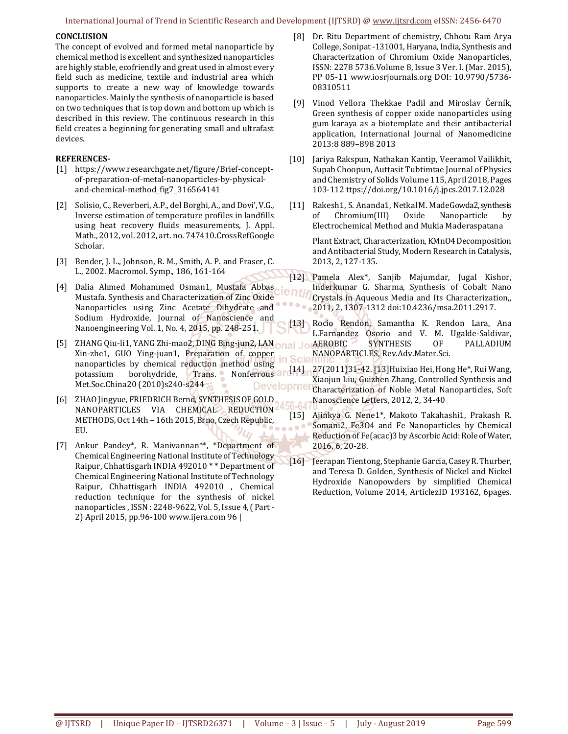## CONCLUSION

The concept of evolved and formed metal nanoparticle by chemical method is excellent and synthesized nanoparticles are highly stable, ecofriendly and great used in almost every field such as medicine, textile and industrial area which supports to create a new way of knowledge towards nanoparticles. Mainly the synthesis of nanoparticle is based on two techniques that is top down and bottom up which is described in this review. The continuous research in this field creates a beginning for generating small and ultrafast devices.

## REFERENCES-

[1] https://www.researchgate.net/figure/Brief-concept-of-preparation-of-metal-nanoparticles-by-physical-and-chemical-method_fig7_316564141

[2] Solisio, C., Reverberi, A.P., del Borghi, A., and Dovi', V.G., Inverse estimation of temperature profiles in landfills using heat recovery fluids measurements, J. Appl. Math., 2012, vol. 2012, art. no. 747410.CrossRefGoogle Scholar.

[3] Bender, J. L., Johnson, R. M., Smith, A. P. and Fraser, C. L., 2002. Macromol. Symp., 186, 161-164

[4] Dalia Ahmed Mohammed Osman1, Mustafa Abbas Mustafa. Synthesis and Characterization of Zinc Oxide Nanoparticles using Zinc Acetate Dihydrate and Sodium Hydroxide, Journal of Nanoscience and Nanoengineering Vol. 1, No. 4, 2015, pp. 248-251.

[5] ZHANG Qiu-li1, YANG Zhi-mao2, DING Bing-jun2, LAN Xin-zhe1, GUO Ying-juan1, Preparation of copper nanoparticles by chemical reduction method using potassium borohydride, Trans. Nonferrous Met.Soc.China20 (2010)s240-s244

[6] ZHAO Jingyue, FRIEDRICH Bernd, SYNTHESIS OF GOLD NANOPARTICLES VIA CHEMICAL REDUCTION METHODS, Oct 14th – 16th 2015, Brno, Czech Republic, EU.

[7] Ankur Pandey*, R. Manivannan**, *Department of Chemical Engineering National Institute of Technology Raipur, Chhattisgarh INDIA 492010 * * Department of Chemical Engineering National Institute of Technology Raipur, Chhattisgarh INDIA 492010 , Chemical reduction technique for the synthesis of nickel nanoparticles , ISSN : 2248-9622, Vol. 5, Issue 4, ( Part -2) April 2015, pp.96-100 www.ijera.com 96 |

[8] Dr. Ritu Department of chemistry, Chhotu Ram Arya College, Sonipat -131001, Haryana, India, Synthesis and Characterization of Chromium Oxide Nanoparticles, ISSN: 2278 5736.Volume 8, Issue 3 Ver. I. (Mar. 2015), PP 05-11 www.iosrjournals.org DOI: 10.9790/5736-08310511

[9] Vinod Vellora Thekkae Padil and Miroslav Černík, Green synthesis of copper oxide nanoparticles using gum karaya as a biotemplate and their antibacterial application, International Journal of Nanomedicine 2013:8 889–898 2013

[10] Jariya Rakspun, Nathakan Kantip, Veeramol Vailikhit, Supab Choopun, Auttasit Tubtimtae Journal of Physics and Chemistry of Solids Volume 115, April 2018, Pages 103-112 ttps://doi.org/10.1016/j.jpcs.2017.12.028

[11] Rakesh1, S. Ananda1, Netkal M. MadeGowda2, synthesis of Chromium(III) Oxide Nanoparticle by Electrochemical Method and Mukia Maderaspatana

Plant Extract, Characterization, KMnO4 Decomposition and Antibacterial Study, Modern Research in Catalysis, 2013, 2, 127-135.

[12] Pamela Alex*, Sanjib Majumdar, Jugal Kishor, Inderkumar G. Sharma, Synthesis of Cobalt Nano Crystals in Aqueous Media and Its Characterization,, 2011, 2, 1307-1312 doi:10.4236/msa.2011.2917.

[13] Rocio Rendon, Samantha K. Rendon Lara, Ana L.Farnandez Osorio and V. M. Ugalde-Saldivar, AEROBIC SYNTHESIS OF PALLADIUM NANOPARTICLES, Rev.Adv.Mater.Sci.

[14] 27(2011)31-42. [13]Huixiao Hei, Hong He*, Rui Wang, Xiaojun Liu, Guizhen Zhang, Controlled Synthesis and Characterization of Noble Metal Nanoparticles, Soft Nanoscience Letters, 2012, 2, 34-40

[15] Ajinkya G. Nene1*, Makoto Takahashi1, Prakash R. Somani2, Fe3O4 and Fe Nanoparticles by Chemical Reduction of Fe(acac)3 by Ascorbic Acid: Role of Water, 2016, 6, 20-28.

[16] Jeerapan Tientong, Stephanie Garcia, Casey R. Thurber, and Teresa D. Golden, Synthesis of Nickel and Nickel Hydroxide Nanopowders by simplified Chemical Reduction, Volume 2014, ArticlezID 193162, 6pages.